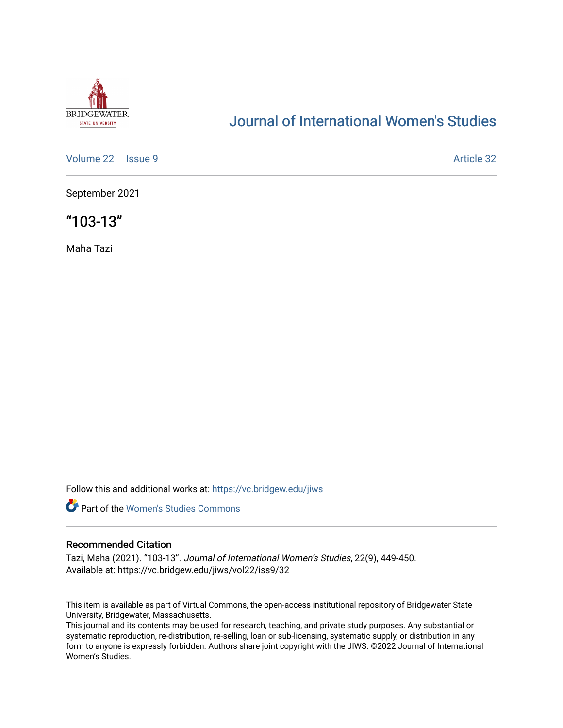Journal of International Women's Studies

Volume 22 | Issue 9 | Article 32

September 2021

# “103-13”

Maha Tazi

Follow this and additional works at: https://vc.bridgew.edu/jiws

Part of the Women's Studies Commons

## Recommended Citation

Tazi, Maha (2021). “103-13”. *Journal of International Women's Studies*, 22(9), 449-450.
Available at: https://vc.bridgew.edu/jiws/vol22/iss9/32

This item is available as part of Virtual Commons, the open-access institutional repository of Bridgewater State University, Bridgewater, Massachusetts.
This journal and its contents may be used for research, teaching, and private study purposes. Any substantial or systematic reproduction, re-distribution, re-selling, loan or sub-licensing, systematic supply, or distribution in any form to anyone is expressly forbidden. Authors share joint copyright with the JIWS. ©2022 Journal of International Women's Studies.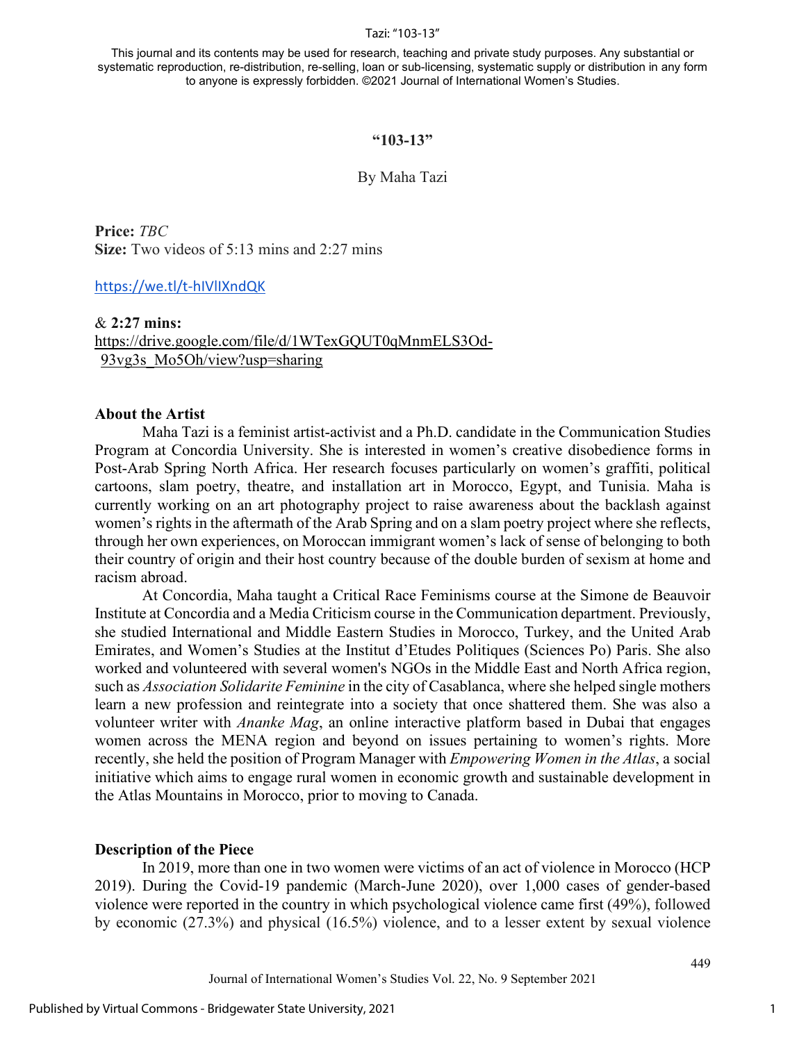This journal and its contents may be used for research, teaching and private study purposes. Any substantial or systematic reproduction, re-distribution, re-selling, loan or sub-licensing, systematic supply or distribution in any form to anyone is expressly forbidden. ©2021 Journal of International Women's Studies.

# "103-13"

By Maha Tazi

**Price:** *TBC*
**Size:** Two videos of 5:13 mins and 2:27 mins

https://we.tl/t-hIVlIXndQK

& **2:27 mins:**
https://drive.google.com/file/d/1WTexGQUT0qMnmELS3Od-93vg3s_Mo5Oh/view?usp=sharing

## About the Artist

Maha Tazi is a feminist artist-activist and a Ph.D. candidate in the Communication Studies Program at Concordia University. She is interested in women's creative disobedience forms in Post-Arab Spring North Africa. Her research focuses particularly on women's graffiti, political cartoons, slam poetry, theatre, and installation art in Morocco, Egypt, and Tunisia. Maha is currently working on an art photography project to raise awareness about the backlash against women's rights in the aftermath of the Arab Spring and on a slam poetry project where she reflects, through her own experiences, on Moroccan immigrant women's lack of sense of belonging to both their country of origin and their host country because of the double burden of sexism at home and racism abroad.

At Concordia, Maha taught a Critical Race Feminisms course at the Simone de Beauvoir Institute at Concordia and a Media Criticism course in the Communication department. Previously, she studied International and Middle Eastern Studies in Morocco, Turkey, and the United Arab Emirates, and Women's Studies at the Institut d'Etudes Politiques (Sciences Po) Paris. She also worked and volunteered with several women's NGOs in the Middle East and North Africa region, such as *Association Solidarite Feminine* in the city of Casablanca, where she helped single mothers learn a new profession and reintegrate into a society that once shattered them. She was also a volunteer writer with *Ananke Mag*, an online interactive platform based in Dubai that engages women across the MENA region and beyond on issues pertaining to women's rights. More recently, she held the position of Program Manager with *Empowering Women in the Atlas*, a social initiative which aims to engage rural women in economic growth and sustainable development in the Atlas Mountains in Morocco, prior to moving to Canada.

## Description of the Piece

In 2019, more than one in two women were victims of an act of violence in Morocco (HCP 2019). During the Covid-19 pandemic (March-June 2020), over 1,000 cases of gender-based violence were reported in the country in which psychological violence came first (49%), followed by economic (27.3%) and physical (16.5%) violence, and to a lesser extent by sexual violence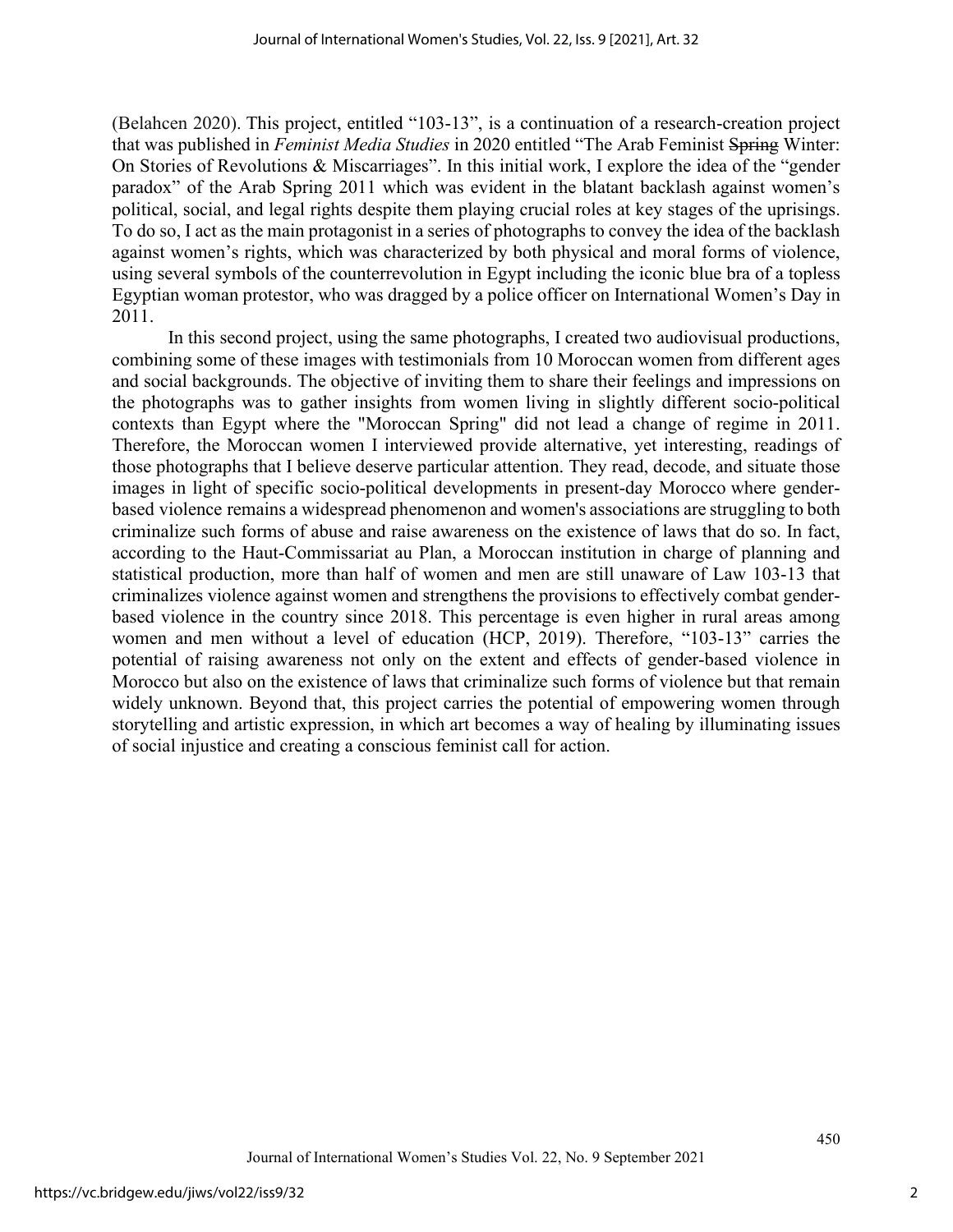(Belahcen 2020). This project, entitled "103-13", is a continuation of a research-creation project that was published in *Feminist Media Studies* in 2020 entitled "The Arab Feminist ~~Spring~~ Winter: On Stories of Revolutions & Miscarriages". In this initial work, I explore the idea of the "gender paradox" of the Arab Spring 2011 which was evident in the blatant backlash against women's political, social, and legal rights despite them playing crucial roles at key stages of the uprisings. To do so, I act as the main protagonist in a series of photographs to convey the idea of the backlash against women's rights, which was characterized by both physical and moral forms of violence, using several symbols of the counterrevolution in Egypt including the iconic blue bra of a topless Egyptian woman protestor, who was dragged by a police officer on International Women's Day in 2011.

In this second project, using the same photographs, I created two audiovisual productions, combining some of these images with testimonials from 10 Moroccan women from different ages and social backgrounds. The objective of inviting them to share their feelings and impressions on the photographs was to gather insights from women living in slightly different socio-political contexts than Egypt where the "Moroccan Spring" did not lead a change of regime in 2011. Therefore, the Moroccan women I interviewed provide alternative, yet interesting, readings of those photographs that I believe deserve particular attention. They read, decode, and situate those images in light of specific socio-political developments in present-day Morocco where gender-based violence remains a widespread phenomenon and women's associations are struggling to both criminalize such forms of abuse and raise awareness on the existence of laws that do so. In fact, according to the Haut-Commissariat au Plan, a Moroccan institution in charge of planning and statistical production, more than half of women and men are still unaware of Law 103-13 that criminalizes violence against women and strengthens the provisions to effectively combat gender-based violence in the country since 2018. This percentage is even higher in rural areas among women and men without a level of education (HCP, 2019). Therefore, "103-13" carries the potential of raising awareness not only on the extent and effects of gender-based violence in Morocco but also on the existence of laws that criminalize such forms of violence but that remain widely unknown. Beyond that, this project carries the potential of empowering women through storytelling and artistic expression, in which art becomes a way of healing by illuminating issues of social injustice and creating a conscious feminist call for action.